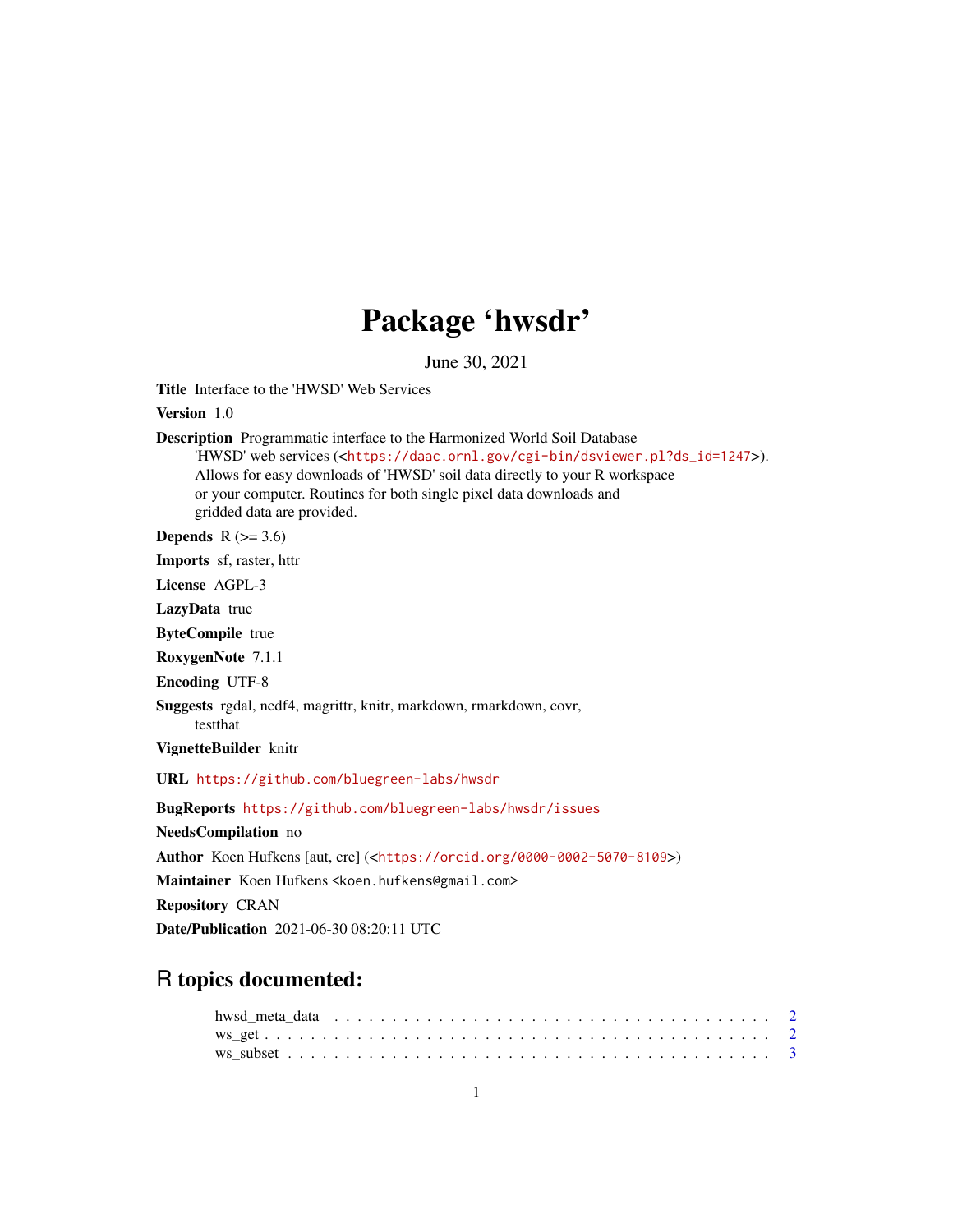# Package 'hwsdr'

June 30, 2021

**Title** Interface to the 'HWSD' Web Services

**Version** 1.0

**Description** Programmatic interface to the Harmonized World Soil Database 'HWSD' web services (<https://daac.ornl.gov/cgi-bin/dsviewer.pl?ds_id=1247>). Allows for easy downloads of 'HWSD' soil data directly to your R workspace or your computer. Routines for both single pixel data downloads and gridded data are provided.

**Depends** R (>= 3.6)

**Imports** sf, raster, httr

**License** AGPL-3

**LazyData** true

**ByteCompile** true

**RoxygenNote** 7.1.1

**Encoding** UTF-8

**Suggests** rgdal, ncdf4, magrittr, knitr, markdown, rmarkdown, covr, testthat

**VignetteBuilder** knitr

**URL** https://github.com/bluegreen-labs/hwsdr

**BugReports** https://github.com/bluegreen-labs/hwsdr/issues

**NeedsCompilation** no

**Author** Koen Hufkens [aut, cre] (<https://orcid.org/0000-0002-5070-8109>)

**Maintainer** Koen Hufkens <koen.hufkens@gmail.com>

**Repository** CRAN

**Date/Publication** 2021-06-30 08:20:11 UTC

## R topics documented:

hwsd_meta_data . . . . . . . . . . . . . . . . . . . . . . . . . . . . . . . . . . . . . 2
ws_get . . . . . . . . . . . . . . . . . . . . . . . . . . . . . . . . . . . . . . . . . . 2
ws_subset . . . . . . . . . . . . . . . . . . . . . . . . . . . . . . . . . . . . . . . . 3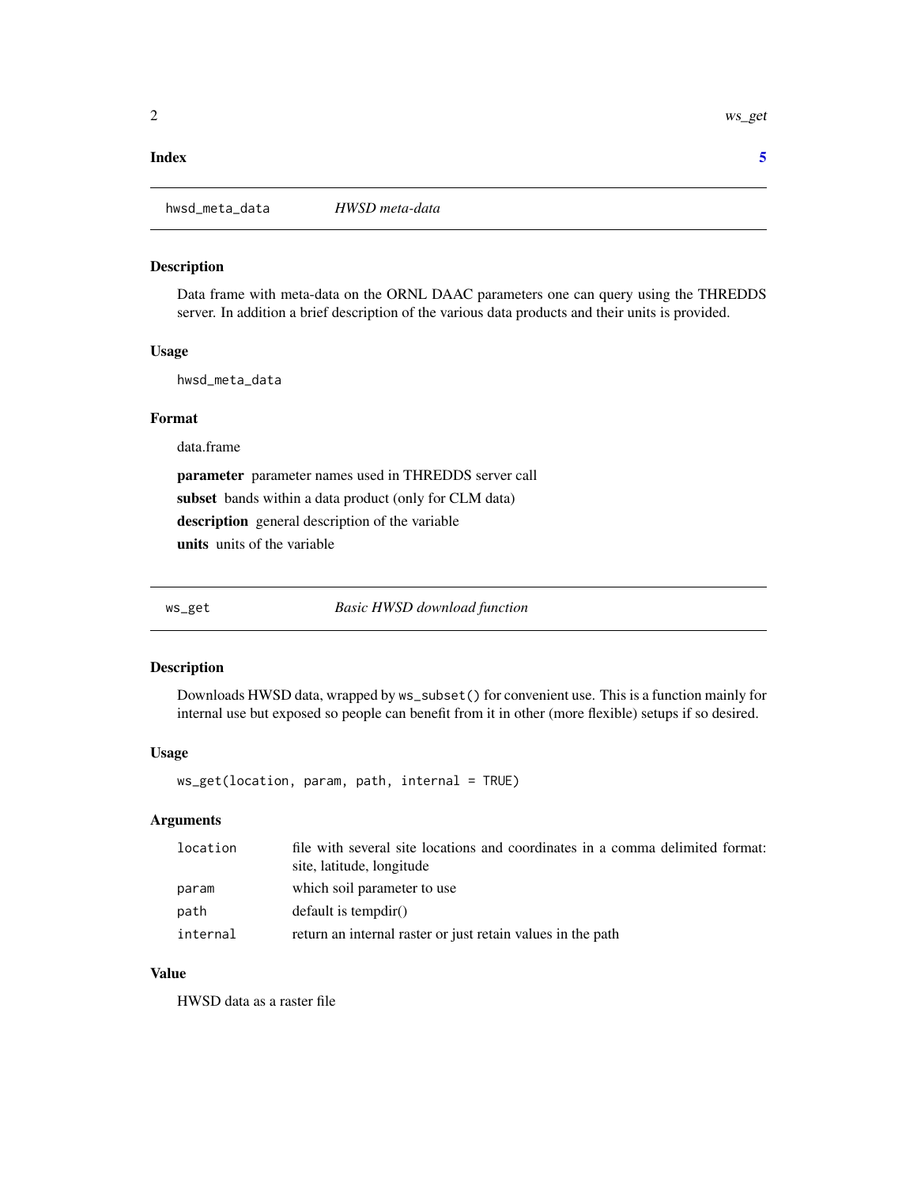**Index** 5

## hwsd_meta_data *HWSD meta-data*

### Description

Data frame with meta-data on the ORNL DAAC parameters one can query using the THREDDS server. In addition a brief description of the various data products and their units is provided.

### Usage

```
hwsd_meta_data
```

### Format

data.frame

**parameter** parameter names used in THREDDS server call

**subset** bands within a data product (only for CLM data)

**description** general description of the variable

**units** units of the variable

## ws_get *Basic HWSD download function*

### Description

Downloads HWSD data, wrapped by `ws_subset()` for convenient use. This is a function mainly for internal use but exposed so people can benefit from it in other (more flexible) setups if so desired.

### Usage

```
ws_get(location, param, path, internal = TRUE)
```

### Arguments

| | |
|---|---|
| location | file with several site locations and coordinates in a comma delimited format: site, latitude, longitude |
| param | which soil parameter to use |
| path | default is tempdir() |
| internal | return an internal raster or just retain values in the path |

### Value

HWSD data as a raster file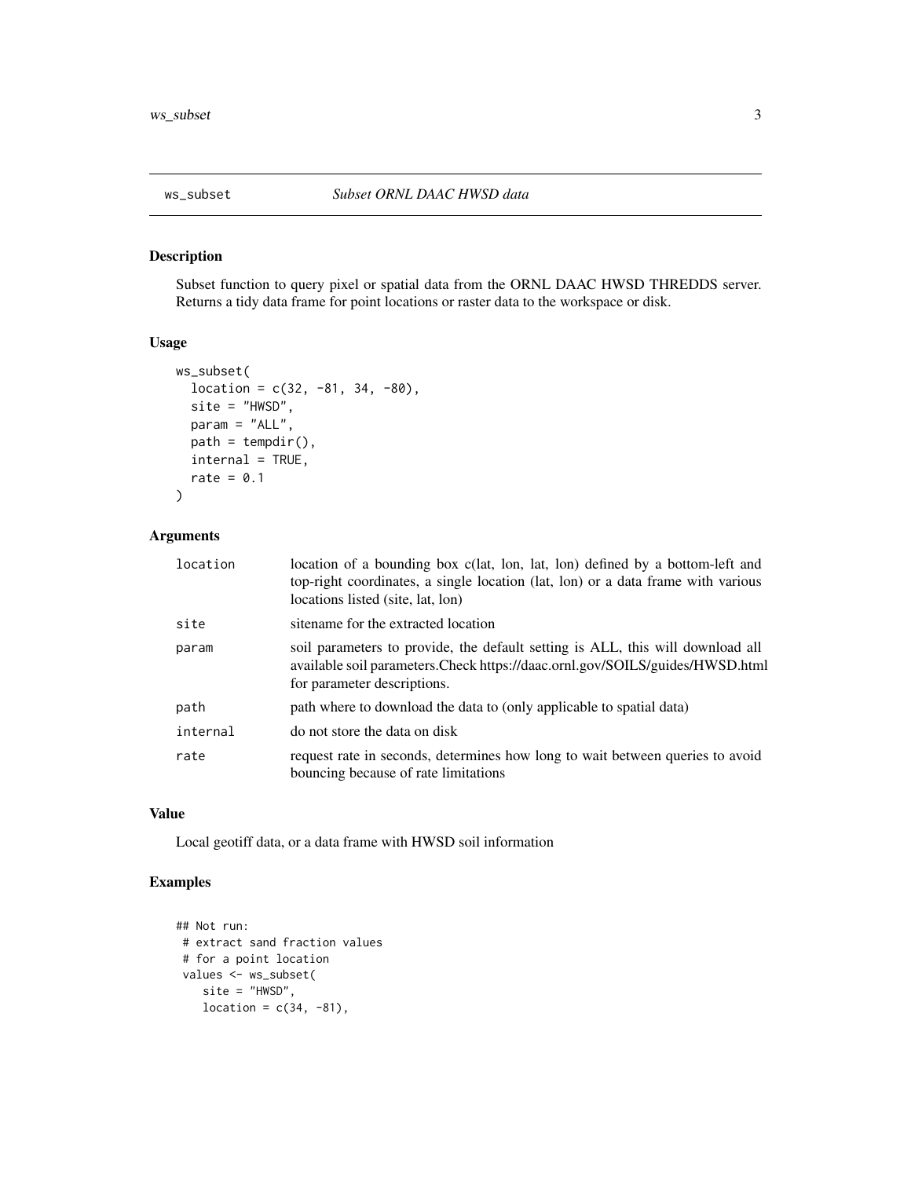ws_subset *Subset ORNL DAAC HWSD data*

## Description

Subset function to query pixel or spatial data from the ORNL DAAC HWSD THREDDS server. Returns a tidy data frame for point locations or raster data to the workspace or disk.

## Usage

```
ws_subset(
  location = c(32, -81, 34, -80),
  site = "HWSD",
  param = "ALL",
  path = tempdir(),
  internal = TRUE,
  rate = 0.1
)
```

## Arguments

| | |
|---|---|
| location | location of a bounding box c(lat, lon, lat, lon) defined by a bottom-left and top-right coordinates, a single location (lat, lon) or a data frame with various locations listed (site, lat, lon) |
| site | sitename for the extracted location |
| param | soil parameters to provide, the default setting is ALL, this will download all available soil parameters.Check https://daac.ornl.gov/SOILS/guides/HWSD.html for parameter descriptions. |
| path | path where to download the data to (only applicable to spatial data) |
| internal | do not store the data on disk |
| rate | request rate in seconds, determines how long to wait between queries to avoid bouncing because of rate limitations |

## Value

Local geotiff data, or a data frame with HWSD soil information

## Examples

```
## Not run:
 # extract sand fraction values
 # for a point location
 values <- ws_subset(
    site = "HWSD",
    location = c(34, -81),
```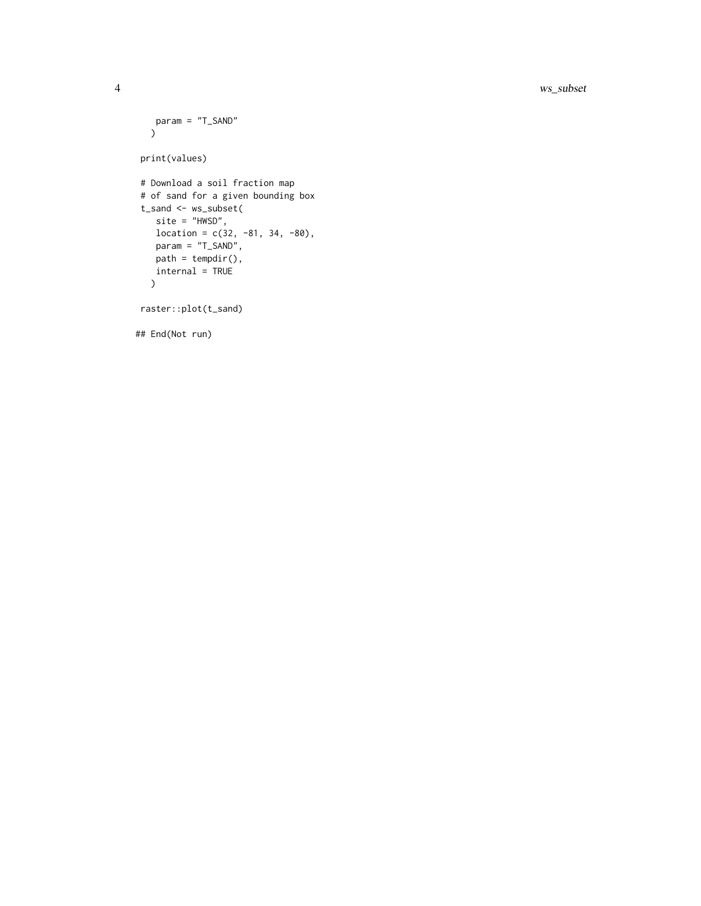```
    param = "T_SAND"
  )

print(values)

# Download a soil fraction map
# of sand for a given bounding box
t_sand <- ws_subset(
    site = "HWSD",
    location = c(32, -81, 34, -80),
    param = "T_SAND",
    path = tempdir(),
    internal = TRUE
  )

raster::plot(t_sand)

## End(Not run)
```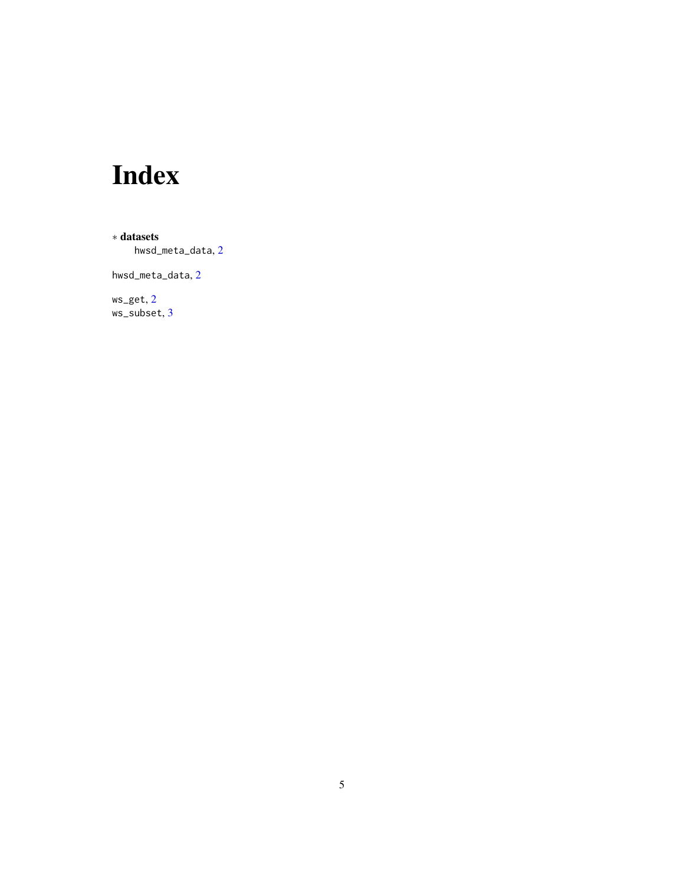# Index

∗ **datasets**
    hwsd_meta_data, 2

hwsd_meta_data, 2

ws_get, 2
ws_subset, 3